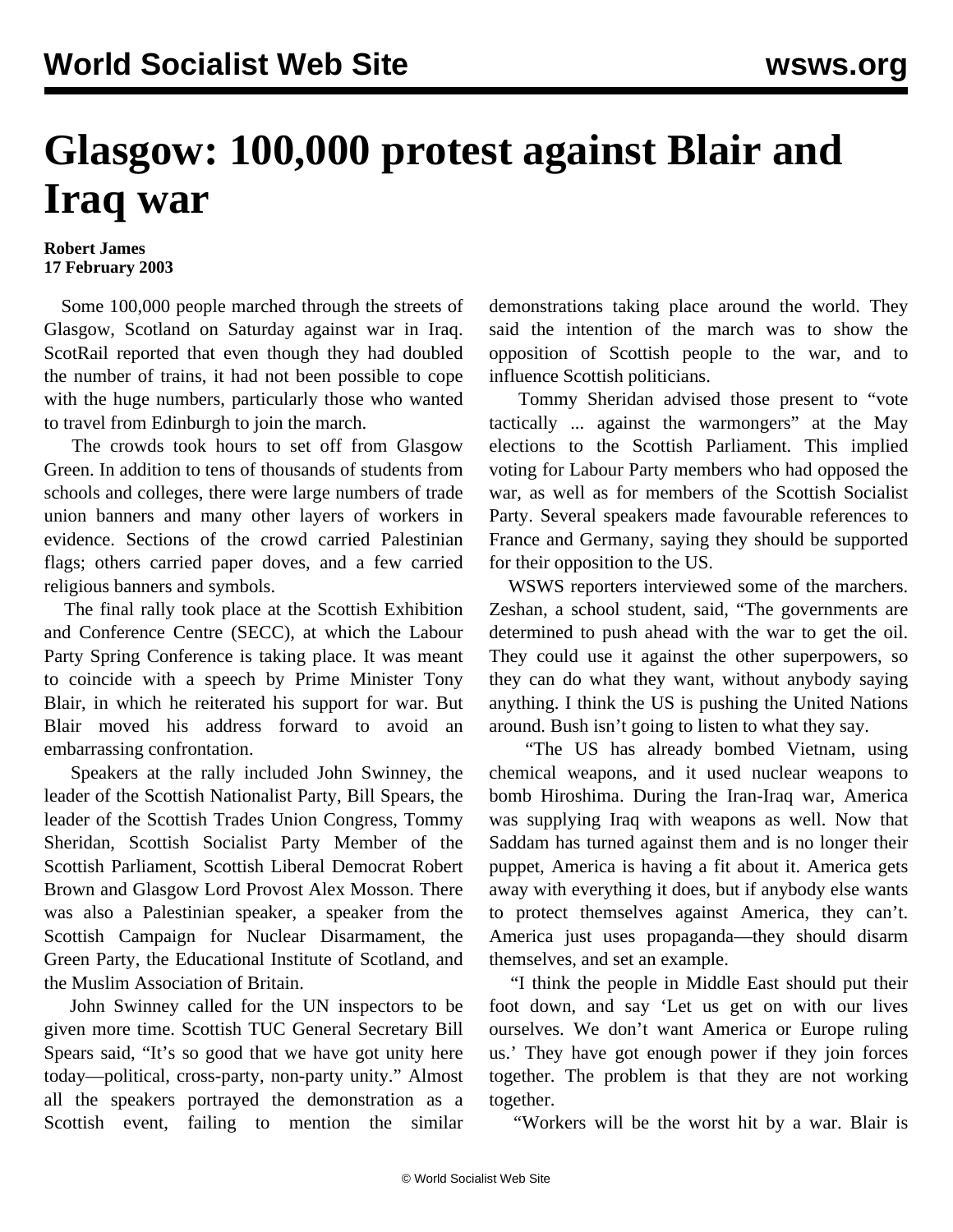# Glasgow: 100,000 protest against Blair and Iraq war

**Robert James**
**17 February 2003**

Some 100,000 people marched through the streets of Glasgow, Scotland on Saturday against war in Iraq. ScotRail reported that even though they had doubled the number of trains, it had not been possible to cope with the huge numbers, particularly those who wanted to travel from Edinburgh to join the march.

The crowds took hours to set off from Glasgow Green. In addition to tens of thousands of students from schools and colleges, there were large numbers of trade union banners and many other layers of workers in evidence. Sections of the crowd carried Palestinian flags; others carried paper doves, and a few carried religious banners and symbols.

The final rally took place at the Scottish Exhibition and Conference Centre (SECC), at which the Labour Party Spring Conference is taking place. It was meant to coincide with a speech by Prime Minister Tony Blair, in which he reiterated his support for war. But Blair moved his address forward to avoid an embarrassing confrontation.

Speakers at the rally included John Swinney, the leader of the Scottish Nationalist Party, Bill Spears, the leader of the Scottish Trades Union Congress, Tommy Sheridan, Scottish Socialist Party Member of the Scottish Parliament, Scottish Liberal Democrat Robert Brown and Glasgow Lord Provost Alex Mosson. There was also a Palestinian speaker, a speaker from the Scottish Campaign for Nuclear Disarmament, the Green Party, the Educational Institute of Scotland, and the Muslim Association of Britain.

John Swinney called for the UN inspectors to be given more time. Scottish TUC General Secretary Bill Spears said, "It's so good that we have got unity here today—political, cross-party, non-party unity." Almost all the speakers portrayed the demonstration as a Scottish event, failing to mention the similar demonstrations taking place around the world. They said the intention of the march was to show the opposition of Scottish people to the war, and to influence Scottish politicians.

Tommy Sheridan advised those present to "vote tactically ... against the warmongers" at the May elections to the Scottish Parliament. This implied voting for Labour Party members who had opposed the war, as well as for members of the Scottish Socialist Party. Several speakers made favourable references to France and Germany, saying they should be supported for their opposition to the US.

WSWS reporters interviewed some of the marchers. Zeshan, a school student, said, "The governments are determined to push ahead with the war to get the oil. They could use it against the other superpowers, so they can do what they want, without anybody saying anything. I think the US is pushing the United Nations around. Bush isn't going to listen to what they say.

"The US has already bombed Vietnam, using chemical weapons, and it used nuclear weapons to bomb Hiroshima. During the Iran-Iraq war, America was supplying Iraq with weapons as well. Now that Saddam has turned against them and is no longer their puppet, America is having a fit about it. America gets away with everything it does, but if anybody else wants to protect themselves against America, they can't. America just uses propaganda—they should disarm themselves, and set an example.

"I think the people in Middle East should put their foot down, and say 'Let us get on with our lives ourselves. We don't want America or Europe ruling us.' They have got enough power if they join forces together. The problem is that they are not working together.

"Workers will be the worst hit by a war. Blair is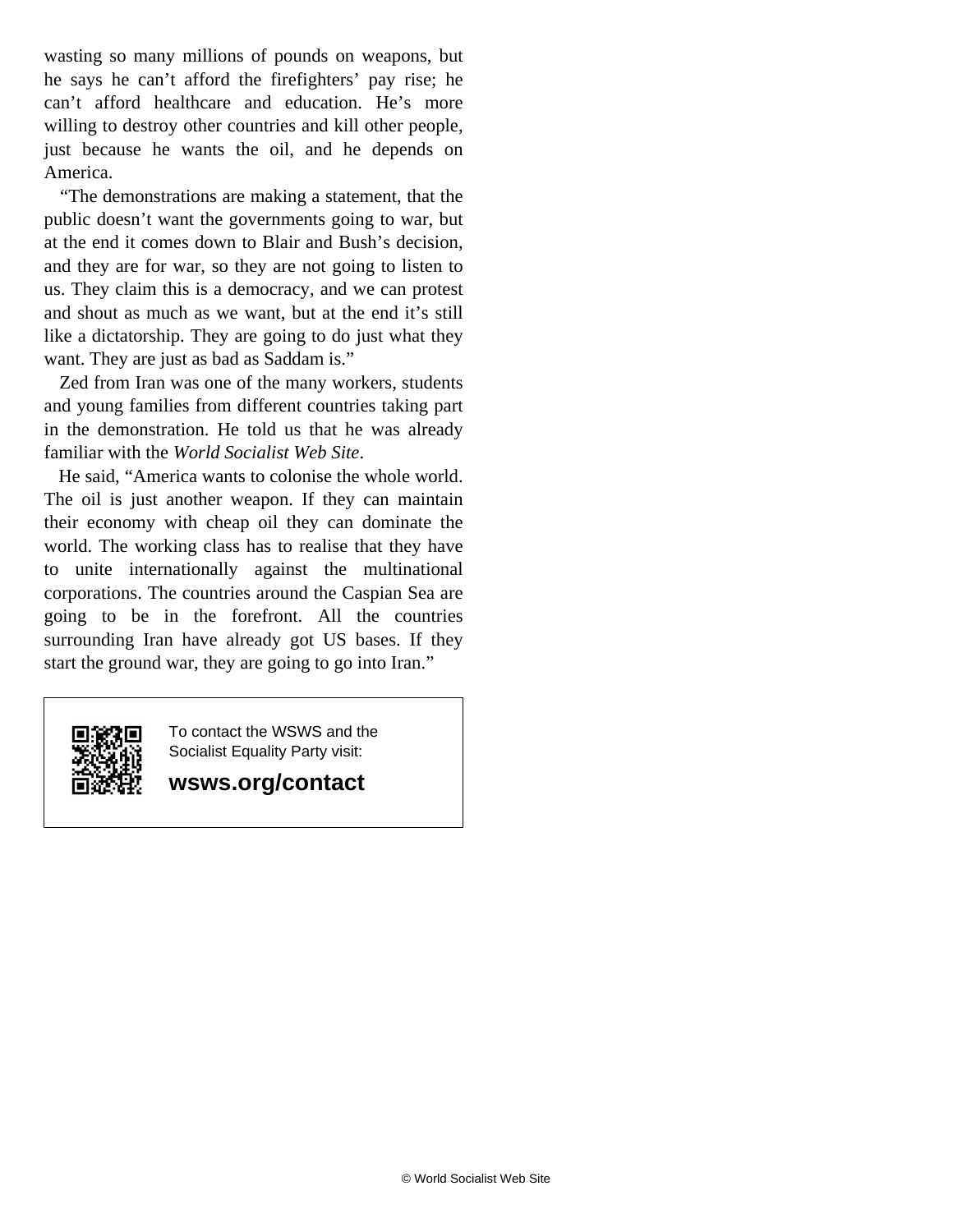wasting so many millions of pounds on weapons, but he says he can't afford the firefighters' pay rise; he can't afford healthcare and education. He's more willing to destroy other countries and kill other people, just because he wants the oil, and he depends on America.

"The demonstrations are making a statement, that the public doesn't want the governments going to war, but at the end it comes down to Blair and Bush's decision, and they are for war, so they are not going to listen to us. They claim this is a democracy, and we can protest and shout as much as we want, but at the end it's still like a dictatorship. They are going to do just what they want. They are just as bad as Saddam is."

Zed from Iran was one of the many workers, students and young families from different countries taking part in the demonstration. He told us that he was already familiar with the *World Socialist Web Site*.

He said, "America wants to colonise the whole world. The oil is just another weapon. If they can maintain their economy with cheap oil they can dominate the world. The working class has to realise that they have to unite internationally against the multinational corporations. The countries around the Caspian Sea are going to be in the forefront. All the countries surrounding Iran have already got US bases. If they start the ground war, they are going to go into Iran."

To contact the WSWS and the Socialist Equality Party visit:

**wsws.org/contact**